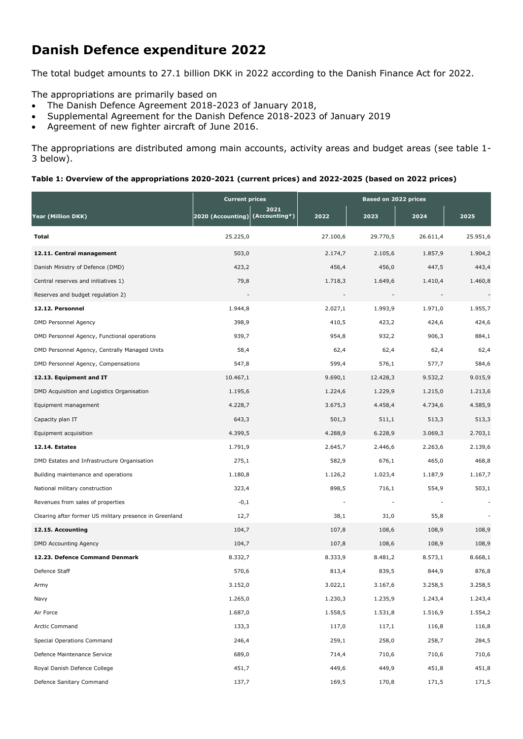# Danish Defence expenditure 2022

The total budget amounts to 27.1 billion DKK in 2022 according to the Danish Finance Act for 2022.

The appropriations are primarily based on

- The Danish Defence Agreement 2018-2023 of January 2018,
- Supplemental Agreement for the Danish Defence 2018-2023 of January 2019
- Agreement of new fighter aircraft of June 2016.

The appropriations are distributed among main accounts, activity areas and budget areas (see table 1-3 below).

**Table 1: Overview of the appropriations 2020-2021 (current prices) and 2022-2025 (based on 2022 prices)**

| | Current prices | | Based on 2022 prices | | | |
|---|---|---|---|---|---|---|
| **Year (Million DKK)** | **2020 (Accounting)** | **2021 (Accounting*)** | **2022** | **2023** | **2024** | **2025** |
| **Total** | 25.225,0 | | 27.100,6 | 29.770,5 | 26.611,4 | 25.951,6 |
| **12.11. Central management** | 503,0 | | 2.174,7 | 2.105,6 | 1.857,9 | 1.904,2 |
| Danish Ministry of Defence (DMD) | 423,2 | | 456,4 | 456,0 | 447,5 | 443,4 |
| Central reserves and initiatives 1) | 79,8 | | 1.718,3 | 1.649,6 | 1.410,4 | 1.460,8 |
| Reserves and budget regulation 2) | - | | - | - | - | - |
| **12.12. Personnel** | 1.944,8 | | 2.027,1 | 1.993,9 | 1.971,0 | 1.955,7 |
| DMD Personnel Agency | 398,9 | | 410,5 | 423,2 | 424,6 | 424,6 |
| DMD Personnel Agency, Functional operations | 939,7 | | 954,8 | 932,2 | 906,3 | 884,1 |
| DMD Personnel Agency, Centrally Managed Units | 58,4 | | 62,4 | 62,4 | 62,4 | 62,4 |
| DMD Personnel Agency, Compensations | 547,8 | | 599,4 | 576,1 | 577,7 | 584,6 |
| **12.13. Equipment and IT** | 10.467,1 | | 9.690,1 | 12.428,3 | 9.532,2 | 9.015,9 |
| DMD Acquisition and Logistics Organisation | 1.195,6 | | 1.224,6 | 1.229,9 | 1.215,0 | 1.213,6 |
| Equipment management | 4.228,7 | | 3.675,3 | 4.458,4 | 4.734,6 | 4.585,9 |
| Capacity plan IT | 643,3 | | 501,3 | 511,1 | 513,3 | 513,3 |
| Equipment acquisition | 4.399,5 | | 4.288,9 | 6.228,9 | 3.069,3 | 2.703,1 |
| **12.14. Estates** | 1.791,9 | | 2.645,7 | 2.446,6 | 2.263,6 | 2.139,6 |
| DMD Estates and Infrastructure Organisation | 275,1 | | 582,9 | 676,1 | 465,0 | 468,8 |
| Building maintenance and operations | 1.180,8 | | 1.126,2 | 1.023,4 | 1.187,9 | 1.167,7 |
| National military construction | 323,4 | | 898,5 | 716,1 | 554,9 | 503,1 |
| Revenues from sales of properties | -0,1 | | - | - | - | - |
| Clearing after former US military presence in Greenland | 12,7 | | 38,1 | 31,0 | 55,8 | - |
| **12.15. Accounting** | 104,7 | | 107,8 | 108,6 | 108,9 | 108,9 |
| DMD Accounting Agency | 104,7 | | 107,8 | 108,6 | 108,9 | 108,9 |
| **12.23. Defence Command Denmark** | 8.332,7 | | 8.333,9 | 8.481,2 | 8.573,1 | 8.668,1 |
| Defence Staff | 570,6 | | 813,4 | 839,5 | 844,9 | 876,8 |
| Army | 3.152,0 | | 3.022,1 | 3.167,6 | 3.258,5 | 3.258,5 |
| Navy | 1.265,0 | | 1.230,3 | 1.235,9 | 1.243,4 | 1.243,4 |
| Air Force | 1.687,0 | | 1.558,5 | 1.531,8 | 1.516,9 | 1.554,2 |
| Arctic Command | 133,3 | | 117,0 | 117,1 | 116,8 | 116,8 |
| Special Operations Command | 246,4 | | 259,1 | 258,0 | 258,7 | 284,5 |
| Defence Maintenance Service | 689,0 | | 714,4 | 710,6 | 710,6 | 710,6 |
| Royal Danish Defence College | 451,7 | | 449,6 | 449,9 | 451,8 | 451,8 |
| Defence Sanitary Command | 137,7 | | 169,5 | 170,8 | 171,5 | 171,5 |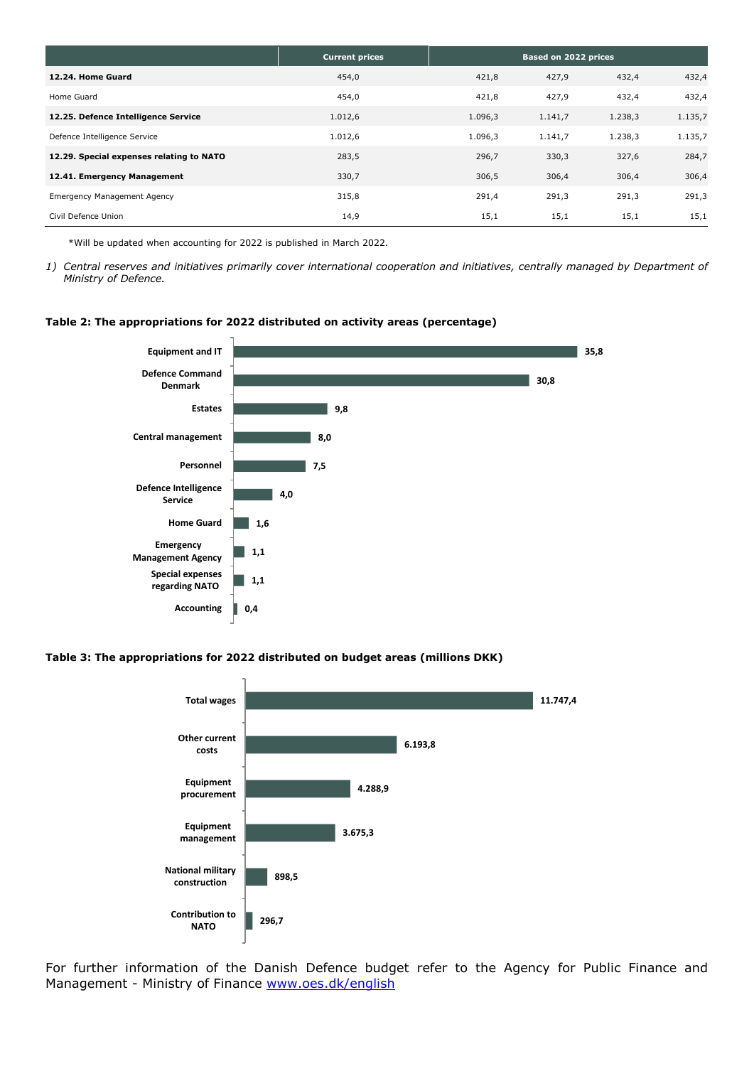| | Current prices | Based on 2022 prices | | | |
|---|---|---|---|---|---|
| **12.24. Home Guard** | 454,0 | 421,8 | 427,9 | 432,4 | 432,4 |
| Home Guard | 454,0 | 421,8 | 427,9 | 432,4 | 432,4 |
| **12.25. Defence Intelligence Service** | 1.012,6 | 1.096,3 | 1.141,7 | 1.238,3 | 1.135,7 |
| Defence Intelligence Service | 1.012,6 | 1.096,3 | 1.141,7 | 1.238,3 | 1.135,7 |
| **12.29. Special expenses relating to NATO** | 283,5 | 296,7 | 330,3 | 327,6 | 284,7 |
| **12.41. Emergency Management** | 330,7 | 306,5 | 306,4 | 306,4 | 306,4 |
| Emergency Management Agency | 315,8 | 291,4 | 291,3 | 291,3 | 291,3 |
| Civil Defence Union | 14,9 | 15,1 | 15,1 | 15,1 | 15,1 |

*Will be updated when accounting for 2022 is published in March 2022.

1) *Central reserves and initiatives primarily cover international cooperation and initiatives, centrally managed by Department of Ministry of Defence.*

**Table 2: The appropriations for 2022 distributed on activity areas (percentage)**

| Activity area | Percentage |
|---|---|
| Equipment and IT | 35,8 |
| Defence Command Denmark | 30,8 |
| Estates | 9,8 |
| Central management | 8,0 |
| Personnel | 7,5 |
| Defence Intelligence Service | 4,0 |
| Home Guard | 1,6 |
| Emergency Management Agency | 1,1 |
| Special expenses regarding NATO | 1,1 |
| Accounting | 0,4 |

**Table 3: The appropriations for 2022 distributed on budget areas (millions DKK)**

| Budget area | Millions DKK |
|---|---|
| Total wages | 11.747,4 |
| Other current costs | 6.193,8 |
| Equipment procurement | 4.288,9 |
| Equipment management | 3.675,3 |
| National military construction | 898,5 |
| Contribution to NATO | 296,7 |

For further information of the Danish Defence budget refer to the Agency for Public Finance and Management - Ministry of Finance [www.oes.dk/english](www.oes.dk/english)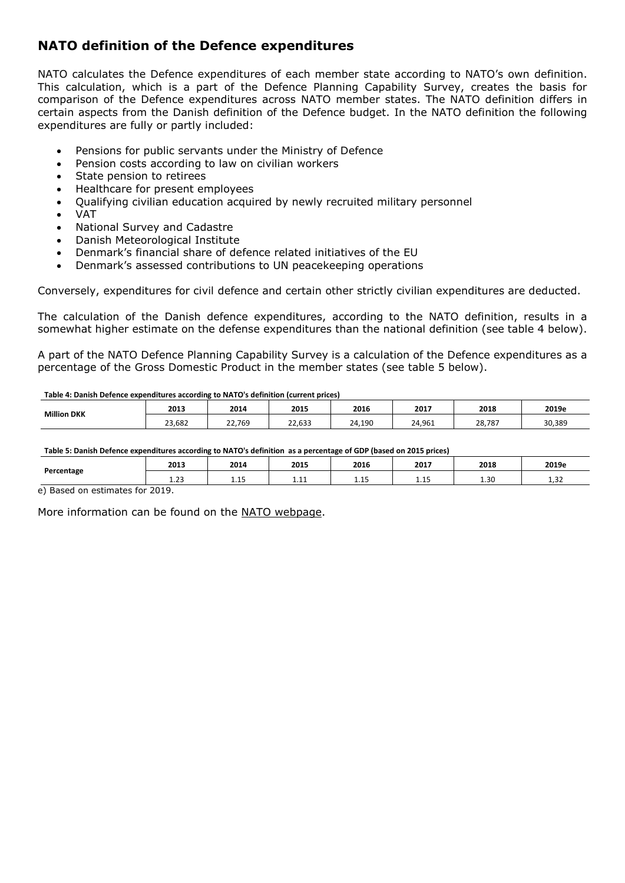## NATO definition of the Defence expenditures

NATO calculates the Defence expenditures of each member state according to NATO's own definition. This calculation, which is a part of the Defence Planning Capability Survey, creates the basis for comparison of the Defence expenditures across NATO member states. The NATO definition differs in certain aspects from the Danish definition of the Defence budget. In the NATO definition the following expenditures are fully or partly included:

- Pensions for public servants under the Ministry of Defence
- Pension costs according to law on civilian workers
- State pension to retirees
- Healthcare for present employees
- Qualifying civilian education acquired by newly recruited military personnel
- VAT
- National Survey and Cadastre
- Danish Meteorological Institute
- Denmark's financial share of defence related initiatives of the EU
- Denmark's assessed contributions to UN peacekeeping operations

Conversely, expenditures for civil defence and certain other strictly civilian expenditures are deducted.

The calculation of the Danish defence expenditures, according to the NATO definition, results in a somewhat higher estimate on the defense expenditures than the national definition (see table 4 below).

A part of the NATO Defence Planning Capability Survey is a calculation of the Defence expenditures as a percentage of the Gross Domestic Product in the member states (see table 5 below).

**Table 4: Danish Defence expenditures according to NATO's definition (current prices)**

| Million DKK | 2013 | 2014 | 2015 | 2016 | 2017 | 2018 | 2019e |
|---|---|---|---|---|---|---|---|
| | 23,682 | 22,769 | 22,633 | 24,190 | 24,961 | 28,787 | 30,389 |

**Table 5: Danish Defence expenditures according to NATO's definition as a percentage of GDP (based on 2015 prices)**

| Percentage | 2013 | 2014 | 2015 | 2016 | 2017 | 2018 | 2019e |
|---|---|---|---|---|---|---|---|
| | 1.23 | 1.15 | 1.11 | 1.15 | 1.15 | 1.30 | 1,32 |

e) Based on estimates for 2019.

More information can be found on the NATO webpage.